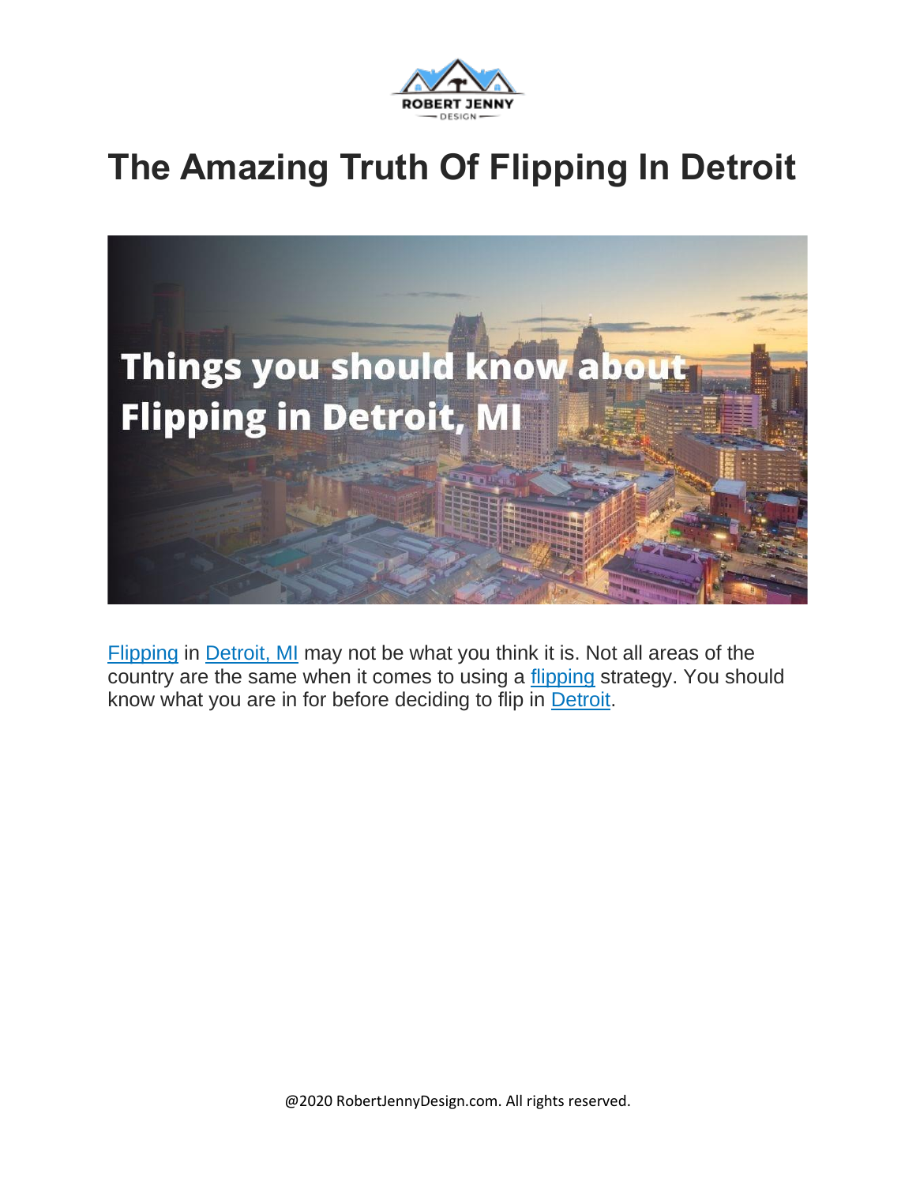# The Amazing Truth Of Flipping In Detroit

Flipping in Detroit, MI may not be what you think it is. Not all areas of the country are the same when it comes to using a flipping strategy. You should know what you are in for before deciding to flip in Detroit.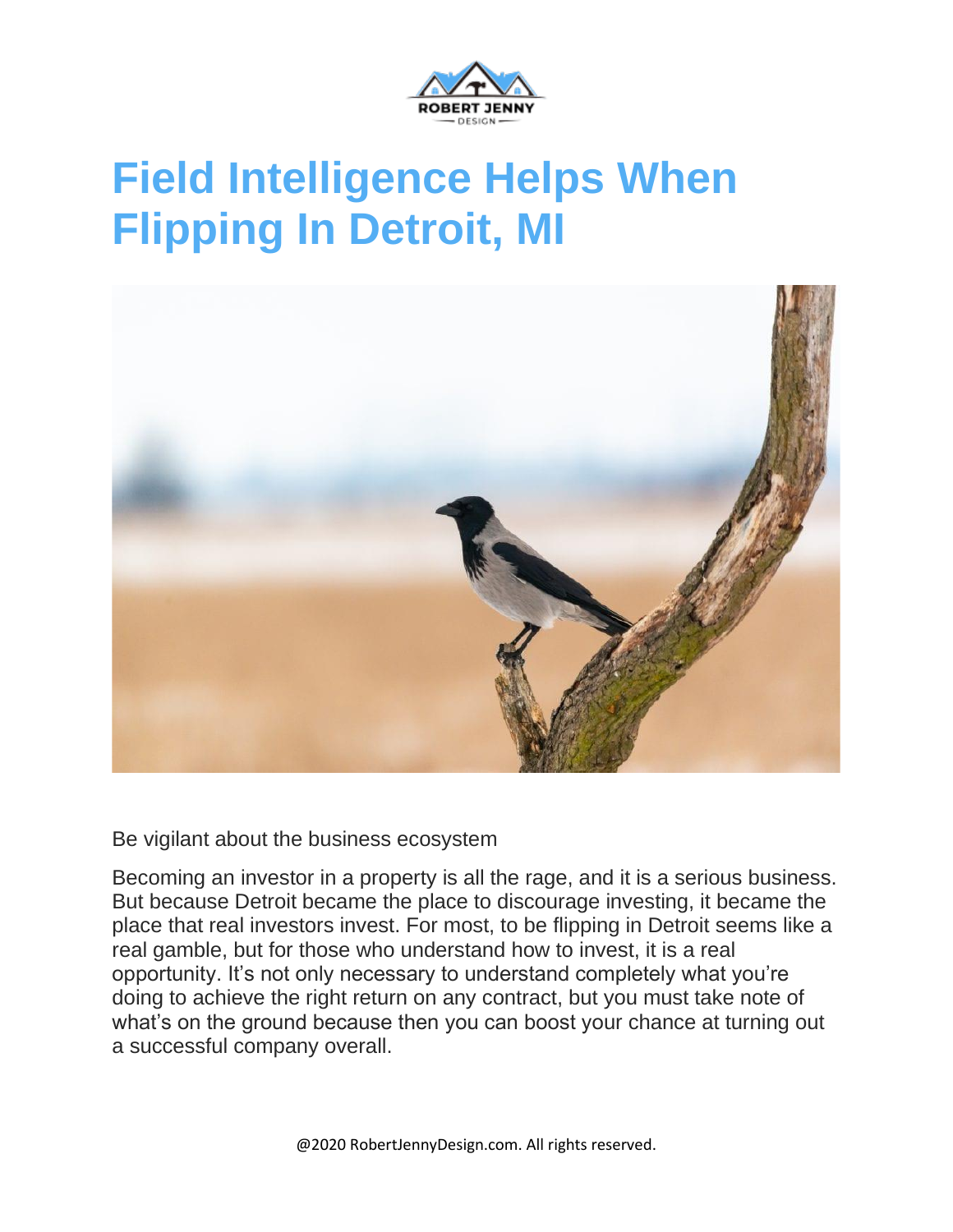# Field Intelligence Helps When Flipping In Detroit, MI

Be vigilant about the business ecosystem

Becoming an investor in a property is all the rage, and it is a serious business. But because Detroit became the place to discourage investing, it became the place that real investors invest. For most, to be flipping in Detroit seems like a real gamble, but for those who understand how to invest, it is a real opportunity. It's not only necessary to understand completely what you're doing to achieve the right return on any contract, but you must take note of what's on the ground because then you can boost your chance at turning out a successful company overall.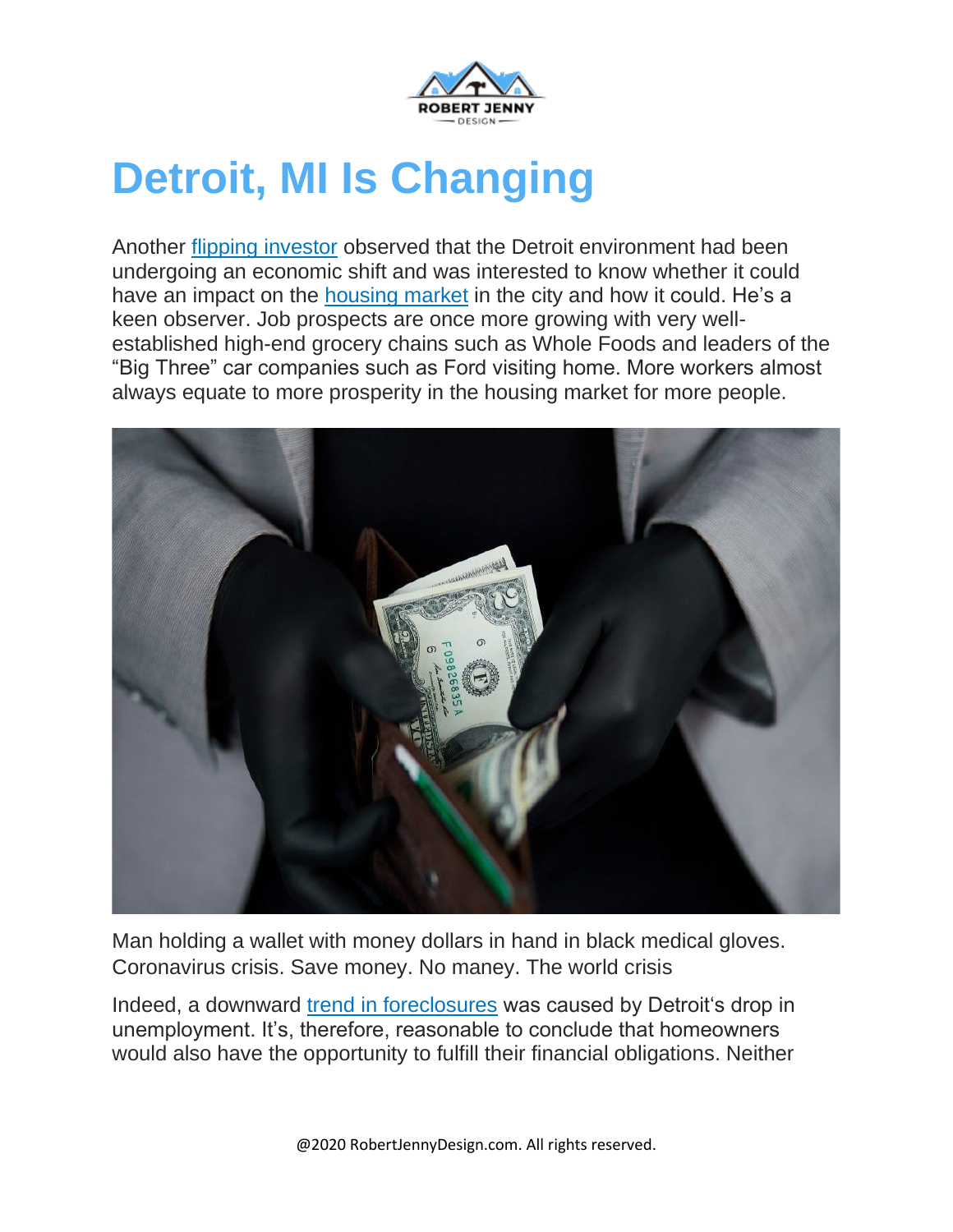# Detroit, MI Is Changing

Another flipping investor observed that the Detroit environment had been undergoing an economic shift and was interested to know whether it could have an impact on the housing market in the city and how it could. He's a keen observer. Job prospects are once more growing with very well-established high-end grocery chains such as Whole Foods and leaders of the "Big Three" car companies such as Ford visiting home. More workers almost always equate to more prosperity in the housing market for more people.

Man holding a wallet with money dollars in hand in black medical gloves. Coronavirus crisis. Save money. No maney. The world crisis

Indeed, a downward trend in foreclosures was caused by Detroit's drop in unemployment. It's, therefore, reasonable to conclude that homeowners would also have the opportunity to fulfill their financial obligations. Neither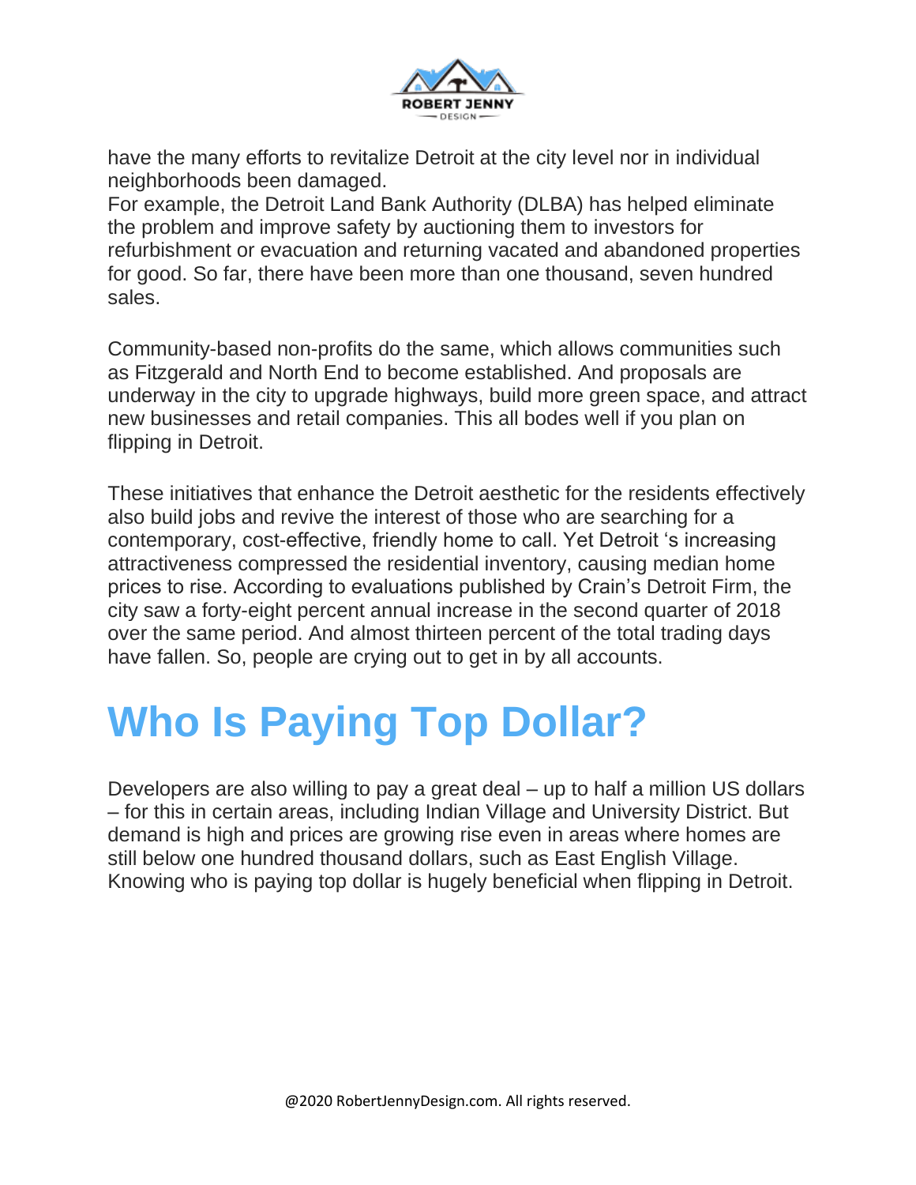have the many efforts to revitalize Detroit at the city level nor in individual neighborhoods been damaged.
For example, the Detroit Land Bank Authority (DLBA) has helped eliminate the problem and improve safety by auctioning them to investors for refurbishment or evacuation and returning vacated and abandoned properties for good. So far, there have been more than one thousand, seven hundred sales.

Community-based non-profits do the same, which allows communities such as Fitzgerald and North End to become established. And proposals are underway in the city to upgrade highways, build more green space, and attract new businesses and retail companies. This all bodes well if you plan on flipping in Detroit.

These initiatives that enhance the Detroit aesthetic for the residents effectively also build jobs and revive the interest of those who are searching for a contemporary, cost-effective, friendly home to call. Yet Detroit 's increasing attractiveness compressed the residential inventory, causing median home prices to rise. According to evaluations published by Crain's Detroit Firm, the city saw a forty-eight percent annual increase in the second quarter of 2018 over the same period. And almost thirteen percent of the total trading days have fallen. So, people are crying out to get in by all accounts.

# Who Is Paying Top Dollar?

Developers are also willing to pay a great deal – up to half a million US dollars – for this in certain areas, including Indian Village and University District. But demand is high and prices are growing rise even in areas where homes are still below one hundred thousand dollars, such as East English Village. Knowing who is paying top dollar is hugely beneficial when flipping in Detroit.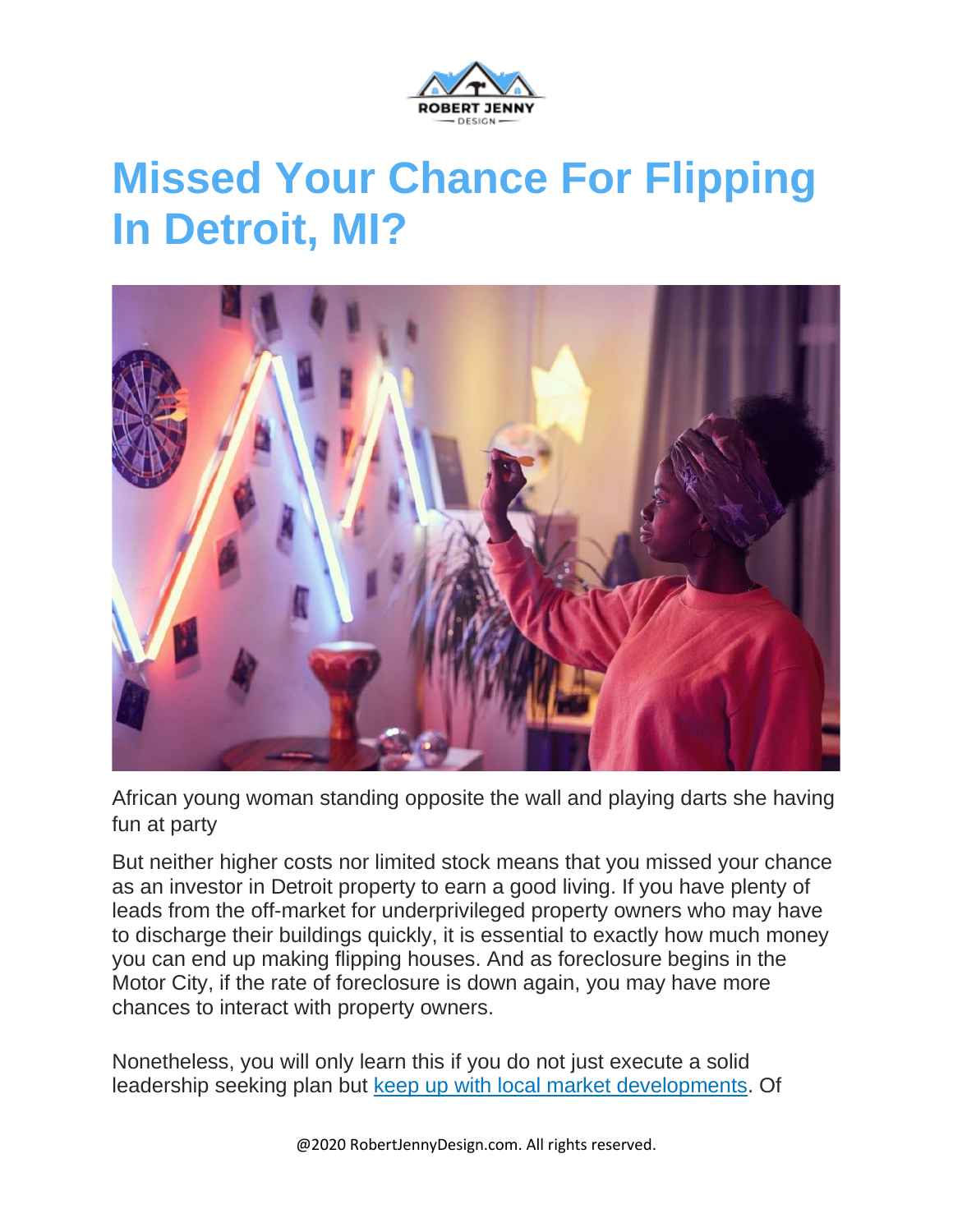# Missed Your Chance For Flipping In Detroit, MI?

African young woman standing opposite the wall and playing darts she having fun at party

But neither higher costs nor limited stock means that you missed your chance as an investor in Detroit property to earn a good living. If you have plenty of leads from the off-market for underprivileged property owners who may have to discharge their buildings quickly, it is essential to exactly how much money you can end up making flipping houses. And as foreclosure begins in the Motor City, if the rate of foreclosure is down again, you may have more chances to interact with property owners.

Nonetheless, you will only learn this if you do not just execute a solid leadership seeking plan but [keep up with local market developments](). Of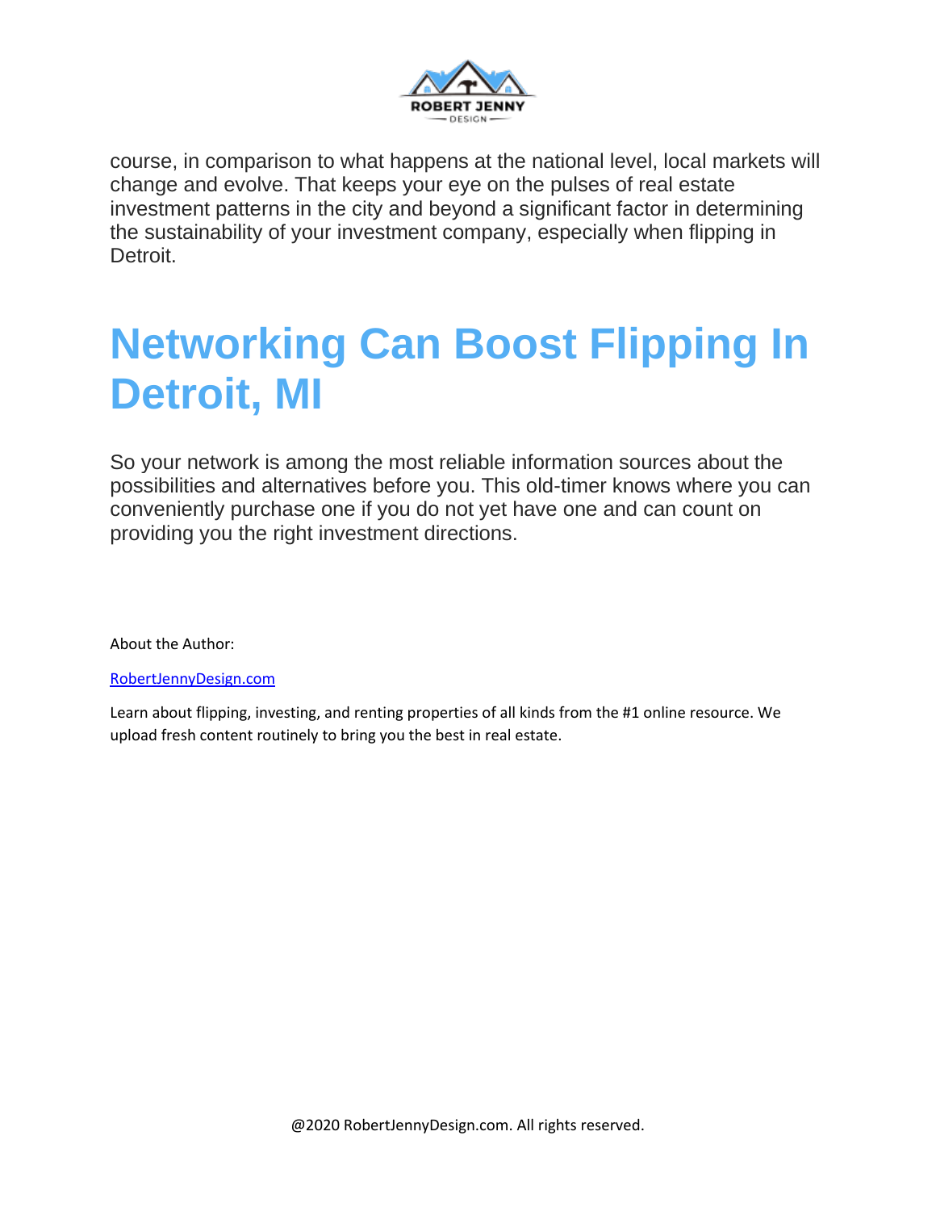course, in comparison to what happens at the national level, local markets will change and evolve. That keeps your eye on the pulses of real estate investment patterns in the city and beyond a significant factor in determining the sustainability of your investment company, especially when flipping in Detroit.

# Networking Can Boost Flipping In Detroit, MI

So your network is among the most reliable information sources about the possibilities and alternatives before you. This old-timer knows where you can conveniently purchase one if you do not yet have one and can count on providing you the right investment directions.

About the Author:

[RobertJennyDesign.com](RobertJennyDesign.com)

Learn about flipping, investing, and renting properties of all kinds from the #1 online resource. We upload fresh content routinely to bring you the best in real estate.